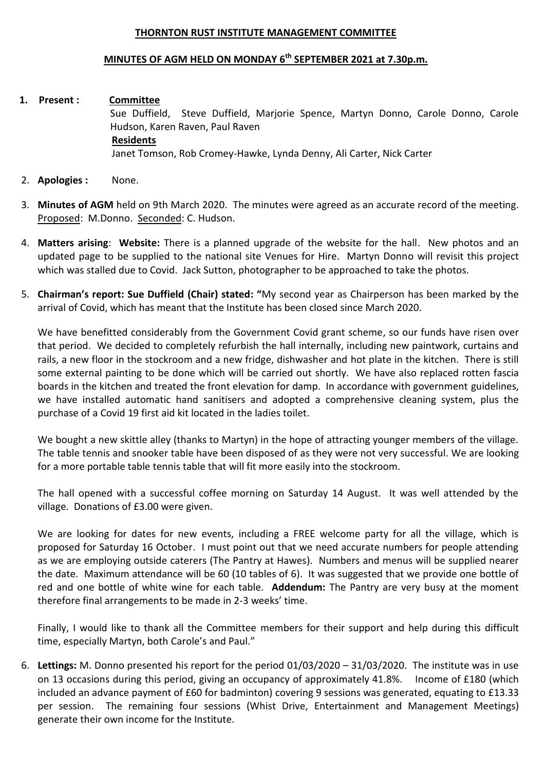**THORNTON RUST INSTITUTE MANAGEMENT COMMITTEE**

**MINUTES OF AGM HELD ON MONDAY 6th SEPTEMBER 2021 at 7.30p.m.**

1. **Present :** **Committee**
   Sue Duffield, Steve Duffield, Marjorie Spence, Martyn Donno, Carole Donno, Carole Hudson, Karen Raven, Paul Raven
   **Residents**
   Janet Tomson, Rob Cromey-Hawke, Lynda Denny, Ali Carter, Nick Carter

2. **Apologies :** None.

3. **Minutes of AGM** held on 9th March 2020. The minutes were agreed as an accurate record of the meeting. Proposed: M.Donno. Seconded: C. Hudson.

4. **Matters arising**: **Website:** There is a planned upgrade of the website for the hall. New photos and an updated page to be supplied to the national site Venues for Hire. Martyn Donno will revisit this project which was stalled due to Covid. Jack Sutton, photographer to be approached to take the photos.

5. **Chairman's report: Sue Duffield (Chair) stated: "**My second year as Chairperson has been marked by the arrival of Covid, which has meant that the Institute has been closed since March 2020.

   We have benefitted considerably from the Government Covid grant scheme, so our funds have risen over that period. We decided to completely refurbish the hall internally, including new paintwork, curtains and rails, a new floor in the stockroom and a new fridge, dishwasher and hot plate in the kitchen. There is still some external painting to be done which will be carried out shortly. We have also replaced rotten fascia boards in the kitchen and treated the front elevation for damp. In accordance with government guidelines, we have installed automatic hand sanitisers and adopted a comprehensive cleaning system, plus the purchase of a Covid 19 first aid kit located in the ladies toilet.

   We bought a new skittle alley (thanks to Martyn) in the hope of attracting younger members of the village. The table tennis and snooker table have been disposed of as they were not very successful. We are looking for a more portable table tennis table that will fit more easily into the stockroom.

   The hall opened with a successful coffee morning on Saturday 14 August. It was well attended by the village. Donations of £3.00 were given.

   We are looking for dates for new events, including a FREE welcome party for all the village, which is proposed for Saturday 16 October. I must point out that we need accurate numbers for people attending as we are employing outside caterers (The Pantry at Hawes). Numbers and menus will be supplied nearer the date. Maximum attendance will be 60 (10 tables of 6). It was suggested that we provide one bottle of red and one bottle of white wine for each table. **Addendum:** The Pantry are very busy at the moment therefore final arrangements to be made in 2-3 weeks' time.

   Finally, I would like to thank all the Committee members for their support and help during this difficult time, especially Martyn, both Carole's and Paul."

6. **Lettings:** M. Donno presented his report for the period 01/03/2020 – 31/03/2020. The institute was in use on 13 occasions during this period, giving an occupancy of approximately 41.8%. Income of £180 (which included an advance payment of £60 for badminton) covering 9 sessions was generated, equating to £13.33 per session. The remaining four sessions (Whist Drive, Entertainment and Management Meetings) generate their own income for the Institute.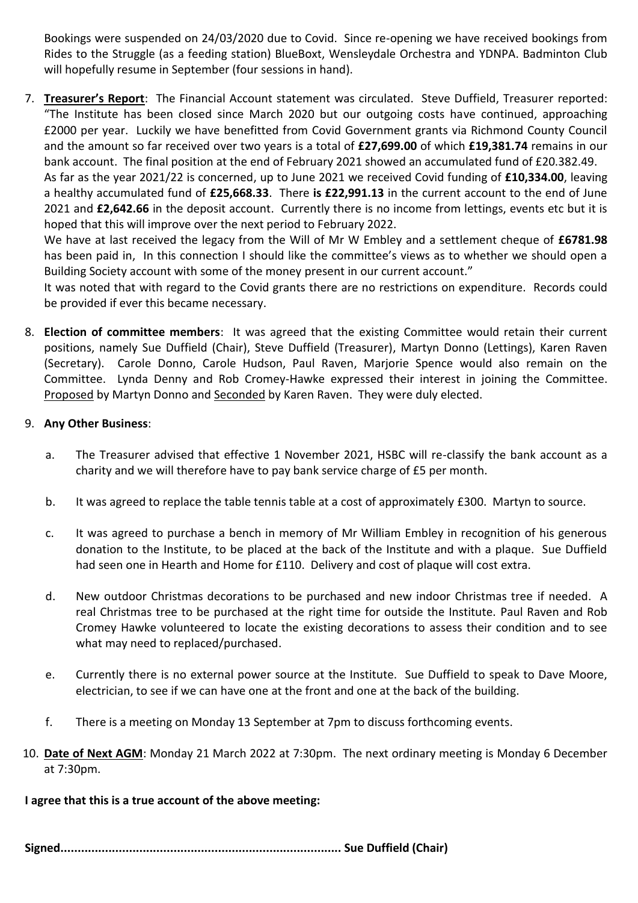Bookings were suspended on 24/03/2020 due to Covid. Since re-opening we have received bookings from Rides to the Struggle (as a feeding station) BlueBoxt, Wensleydale Orchestra and YDNPA. Badminton Club will hopefully resume in September (four sessions in hand).

7. **Treasurer's Report**: The Financial Account statement was circulated. Steve Duffield, Treasurer reported: "The Institute has been closed since March 2020 but our outgoing costs have continued, approaching £2000 per year. Luckily we have benefitted from Covid Government grants via Richmond County Council and the amount so far received over two years is a total of **£27,699.00** of which **£19,381.74** remains in our bank account. The final position at the end of February 2021 showed an accumulated fund of £20.382.49.
   As far as the year 2021/22 is concerned, up to June 2021 we received Covid funding of **£10,334.00**, leaving a healthy accumulated fund of **£25,668.33**. There **is £22,991.13** in the current account to the end of June 2021 and **£2,642.66** in the deposit account. Currently there is no income from lettings, events etc but it is hoped that this will improve over the next period to February 2022.
   We have at last received the legacy from the Will of Mr W Embley and a settlement cheque of **£6781.98** has been paid in, In this connection I should like the committee's views as to whether we should open a Building Society account with some of the money present in our current account."
   It was noted that with regard to the Covid grants there are no restrictions on expenditure. Records could be provided if ever this became necessary.

8. **Election of committee members**: It was agreed that the existing Committee would retain their current positions, namely Sue Duffield (Chair), Steve Duffield (Treasurer), Martyn Donno (Lettings), Karen Raven (Secretary). Carole Donno, Carole Hudson, Paul Raven, Marjorie Spence would also remain on the Committee. Lynda Denny and Rob Cromey-Hawke expressed their interest in joining the Committee. Proposed by Martyn Donno and Seconded by Karen Raven. They were duly elected.

9. **Any Other Business**:

   a. The Treasurer advised that effective 1 November 2021, HSBC will re-classify the bank account as a charity and we will therefore have to pay bank service charge of £5 per month.

   b. It was agreed to replace the table tennis table at a cost of approximately £300. Martyn to source.

   c. It was agreed to purchase a bench in memory of Mr William Embley in recognition of his generous donation to the Institute, to be placed at the back of the Institute and with a plaque. Sue Duffield had seen one in Hearth and Home for £110. Delivery and cost of plaque will cost extra.

   d. New outdoor Christmas decorations to be purchased and new indoor Christmas tree if needed. A real Christmas tree to be purchased at the right time for outside the Institute. Paul Raven and Rob Cromey Hawke volunteered to locate the existing decorations to assess their condition and to see what may need to replaced/purchased.

   e. Currently there is no external power source at the Institute. Sue Duffield to speak to Dave Moore, electrician, to see if we can have one at the front and one at the back of the building.

   f. There is a meeting on Monday 13 September at 7pm to discuss forthcoming events.

10. **Date of Next AGM**: Monday 21 March 2022 at 7:30pm. The next ordinary meeting is Monday 6 December at 7:30pm.

**I agree that this is a true account of the above meeting:**

**Signed.................................................................................. Sue Duffield (Chair)**